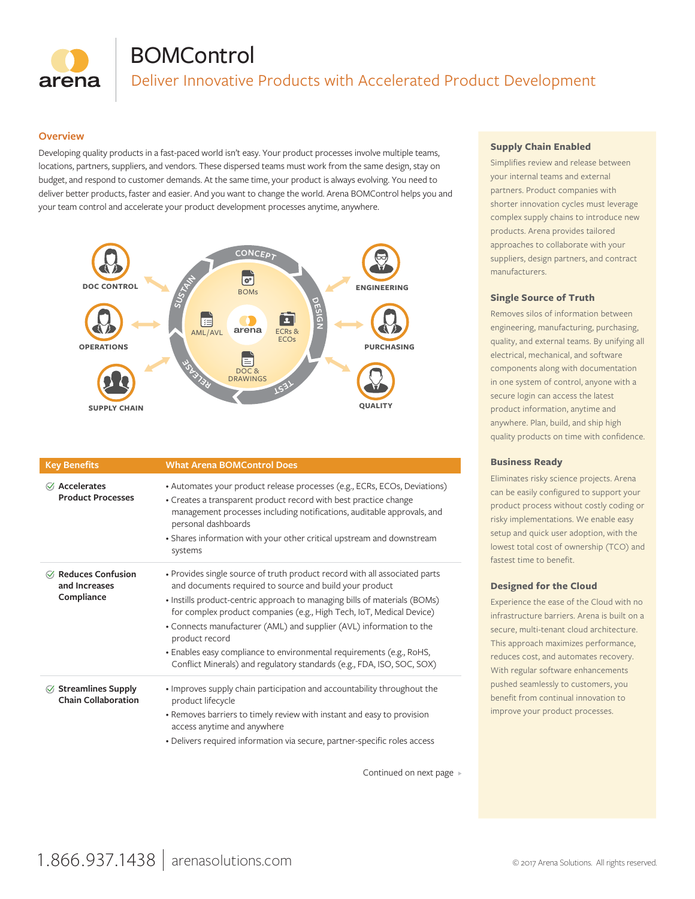# BOMControl

## Deliver Innovative Products with Accelerated Product Development

### Overview

Developing quality products in a fast-paced world isn't easy. Your product processes involve multiple teams, locations, partners, suppliers, and vendors. These dispersed teams must work from the same design, stay on budget, and respond to customer demands. At the same time, your product is always evolving. You need to deliver better products, faster and easier. And you want to change the world. Arena BOMControl helps you and your team control and accelerate your product development processes anytime, anywhere.

DOC CONTROL · OPERATIONS · SUPPLY CHAIN · ENGINEERING · PURCHASING · QUALITY

CONCEPT · DESIGN · TEST · RELEASE · SUSTAIN

BOMs · AML/AVL · ECRs & ECOs · DOC & DRAWINGS

| Key Benefits | What Arena BOMControl Does |
|---|---|
| **Accelerates Product Processes** | • Automates your product release processes (e.g., ECRs, ECOs, Deviations)<br>• Creates a transparent product record with best practice change management processes including notifications, auditable approvals, and personal dashboards<br>• Shares information with your other critical upstream and downstream systems |
| **Reduces Confusion and Increases Compliance** | • Provides single source of truth product record with all associated parts and documents required to source and build your product<br>• Instills product-centric approach to managing bills of materials (BOMs) for complex product companies (e.g., High Tech, IoT, Medical Device)<br>• Connects manufacturer (AML) and supplier (AVL) information to the product record<br>• Enables easy compliance to environmental requirements (e.g., RoHS, Conflict Minerals) and regulatory standards (e.g., FDA, ISO, SOC, SOX) |
| **Streamlines Supply Chain Collaboration** | • Improves supply chain participation and accountability throughout the product lifecycle<br>• Removes barriers to timely review with instant and easy to provision access anytime and anywhere<br>• Delivers required information via secure, partner-specific roles access |

Continued on next page ▸

### Supply Chain Enabled

Simplifies review and release between your internal teams and external partners. Product companies with shorter innovation cycles must leverage complex supply chains to introduce new products. Arena provides tailored approaches to collaborate with your suppliers, design partners, and contract manufacturers.

### Single Source of Truth

Removes silos of information between engineering, manufacturing, purchasing, quality, and external teams. By unifying all electrical, mechanical, and software components along with documentation in one system of control, anyone with a secure login can access the latest product information, anytime and anywhere. Plan, build, and ship high quality products on time with confidence.

### Business Ready

Eliminates risky science projects. Arena can be easily configured to support your product process without costly coding or risky implementations. We enable easy setup and quick user adoption, with the lowest total cost of ownership (TCO) and fastest time to benefit.

### Designed for the Cloud

Experience the ease of the Cloud with no infrastructure barriers. Arena is built on a secure, multi-tenant cloud architecture. This approach maximizes performance, reduces cost, and automates recovery. With regular software enhancements pushed seamlessly to customers, you benefit from continual innovation to improve your product processes.

1.866.937.1438 | arenasolutions.com

© 2017 Arena Solutions. All rights reserved.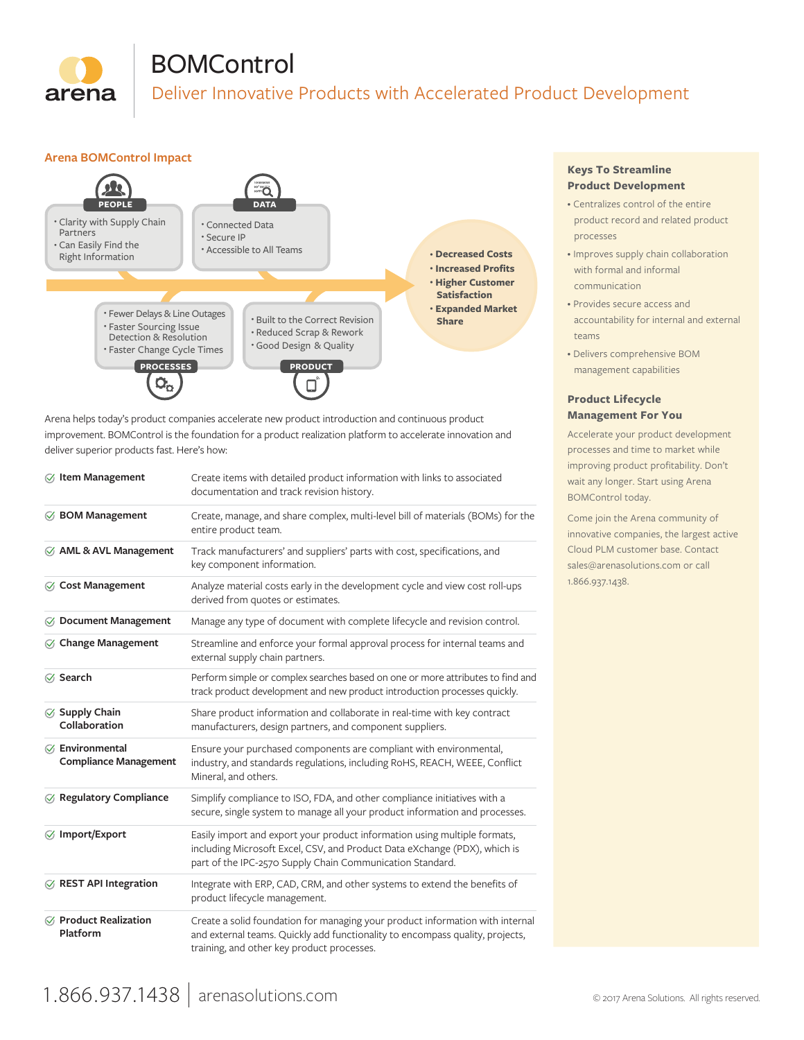# BOMControl

## Deliver Innovative Products with Accelerated Product Development

### Arena BOMControl Impact

PEOPLE
- Clarity with Supply Chain Partners
- Can Easily Find the Right Information

DATA
- Connected Data
- Secure IP
- Accessible to All Teams

PROCESSES
- Fewer Delays & Line Outages
- Faster Sourcing Issue Detection & Resolution
- Faster Change Cycle Times

PRODUCT
- Built to the Correct Revision
- Reduced Scrap & Rework
- Good Design & Quality

- **Decreased Costs**
- **Increased Profits**
- **Higher Customer Satisfaction**
- **Expanded Market Share**

Arena helps today's product companies accelerate new product introduction and continuous product improvement. BOMControl is the foundation for a product realization platform to accelerate innovation and deliver superior products fast. Here's how:

| | |
|---|---|
| **Item Management** | Create items with detailed product information with links to associated documentation and track revision history. |
| **BOM Management** | Create, manage, and share complex, multi-level bill of materials (BOMs) for the entire product team. |
| **AML & AVL Management** | Track manufacturers' and suppliers' parts with cost, specifications, and key component information. |
| **Cost Management** | Analyze material costs early in the development cycle and view cost roll-ups derived from quotes or estimates. |
| **Document Management** | Manage any type of document with complete lifecycle and revision control. |
| **Change Management** | Streamline and enforce your formal approval process for internal teams and external supply chain partners. |
| **Search** | Perform simple or complex searches based on one or more attributes to find and track product development and new product introduction processes quickly. |
| **Supply Chain Collaboration** | Share product information and collaborate in real-time with key contract manufacturers, design partners, and component suppliers. |
| **Environmental Compliance Management** | Ensure your purchased components are compliant with environmental, industry, and standards regulations, including RoHS, REACH, WEEE, Conflict Mineral, and others. |
| **Regulatory Compliance** | Simplify compliance to ISO, FDA, and other compliance initiatives with a secure, single system to manage all your product information and processes. |
| **Import/Export** | Easily import and export your product information using multiple formats, including Microsoft Excel, CSV, and Product Data eXchange (PDX), which is part of the IPC-2570 Supply Chain Communication Standard. |
| **REST API Integration** | Integrate with ERP, CAD, CRM, and other systems to extend the benefits of product lifecycle management. |
| **Product Realization Platform** | Create a solid foundation for managing your product information with internal and external teams. Quickly add functionality to encompass quality, projects, training, and other key product processes. |

### Keys To Streamline Product Development

- Centralizes control of the entire product record and related product processes
- Improves supply chain collaboration with formal and informal communication
- Provides secure access and accountability for internal and external teams
- Delivers comprehensive BOM management capabilities

### Product Lifecycle Management For You

Accelerate your product development processes and time to market while improving product profitability. Don't wait any longer. Start using Arena BOMControl today.

Come join the Arena community of innovative companies, the largest active Cloud PLM customer base. Contact sales@arenasolutions.com or call 1.866.937.1438.

1.866.937.1438 | arenasolutions.com

© 2017 Arena Solutions. All rights reserved.